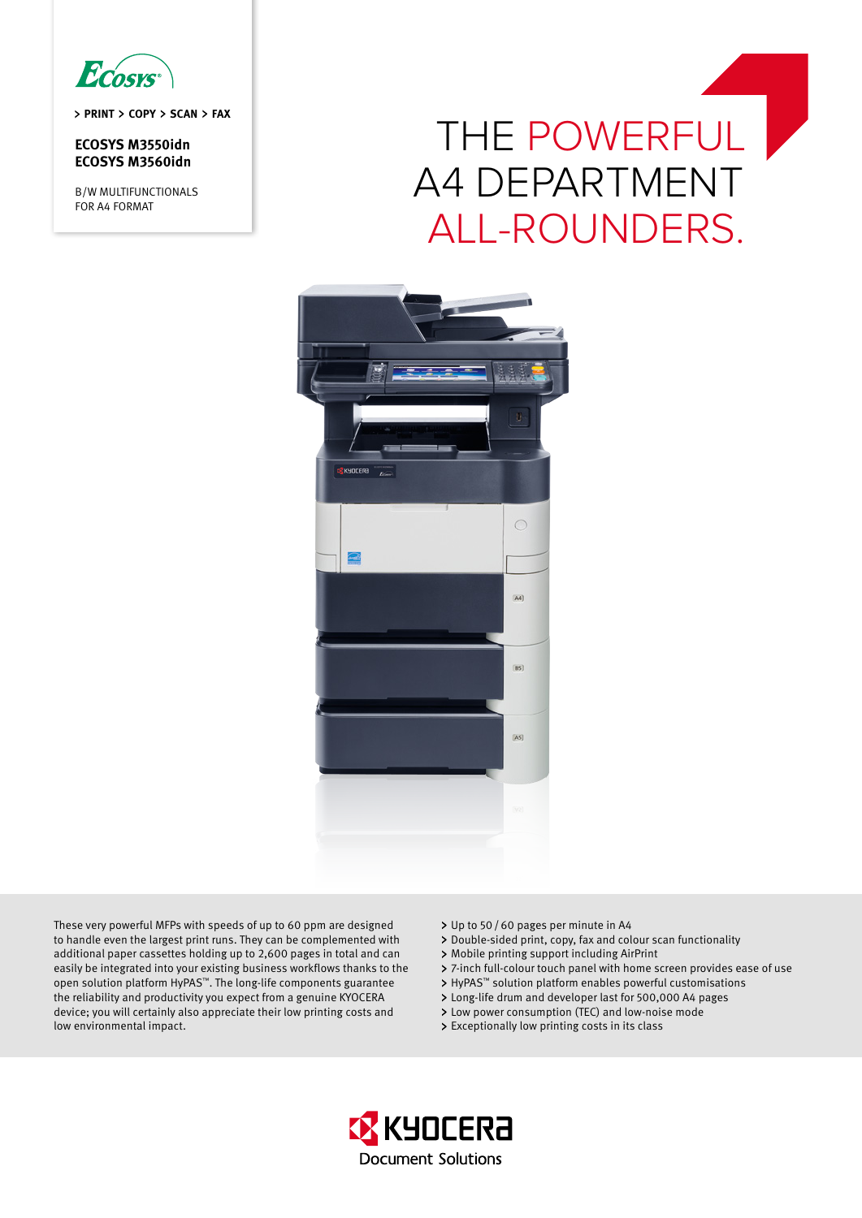ECOSYS

> PRINT > COPY > SCAN > FAX

**ECOSYS M3550idn**
**ECOSYS M3560idn**

B/W MULTIFUNCTIONALS
FOR A4 FORMAT

# THE POWERFUL A4 DEPARTMENT ALL-ROUNDERS.

These very powerful MFPs with speeds of up to 60 ppm are designed to handle even the largest print runs. They can be complemented with additional paper cassettes holding up to 2,600 pages in total and can easily be integrated into your existing business workflows thanks to the open solution platform HyPAS™. The long-life components guarantee the reliability and productivity you expect from a genuine KYOCERA device; you will certainly also appreciate their low printing costs and low environmental impact.

- Up to 50 / 60 pages per minute in A4
- Double-sided print, copy, fax and colour scan functionality
- Mobile printing support including AirPrint
- 7-inch full-colour touch panel with home screen provides ease of use
- HyPAS™ solution platform enables powerful customisations
- Long-life drum and developer last for 500,000 A4 pages
- Low power consumption (TEC) and low-noise mode
- Exceptionally low printing costs in its class

KYOCERA Document Solutions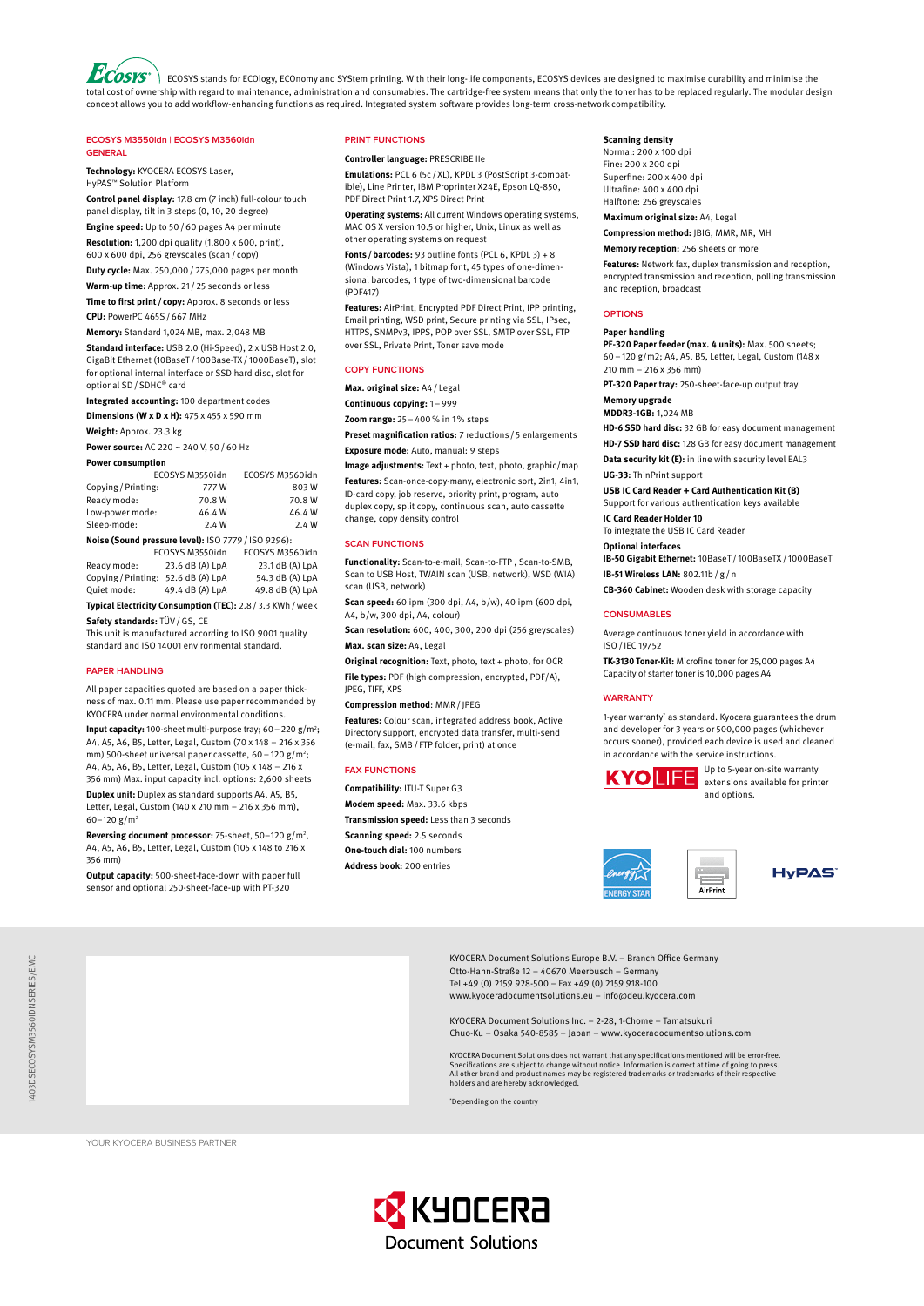ECOSYS stands for ECOlogy, ECOnomy and SYStem printing. With their long-life components, ECOSYS devices are designed to maximise durability and minimise the total cost of ownership with regard to maintenance, administration and consumables. The cartridge-free system means that only the toner has to be replaced regularly. The modular design concept allows you to add workflow-enhancing functions as required. Integrated system software provides long-term cross-network compatibility.

## ECOSYS M3550idn | ECOSYS M3560idn

### GENERAL

**Technology:** KYOCERA ECOSYS Laser, HyPAS™ Solution Platform

**Control panel display:** 17.8 cm (7 inch) full-colour touch panel display, tilt in 3 steps (0, 10, 20 degree)

**Engine speed:** Up to 50 / 60 pages A4 per minute

**Resolution:** 1,200 dpi quality (1,800 x 600, print), 600 x 600 dpi, 256 greyscales (scan / copy)

**Duty cycle:** Max. 250,000 / 275,000 pages per month

**Warm-up time:** Approx. 21 / 25 seconds or less

**Time to first print / copy:** Approx. 8 seconds or less

**CPU:** PowerPC 465S / 667 MHz

**Memory:** Standard 1,024 MB, max. 2,048 MB

**Standard interface:** USB 2.0 (Hi-Speed), 2 x USB Host 2.0, GigaBit Ethernet (10BaseT / 100Base-TX / 1000BaseT), slot for optional internal interface or SSD hard disc, slot for optional SD / SDHC® card

**Integrated accounting:** 100 department codes

**Dimensions (W x D x H):** 475 x 455 x 590 mm

**Weight:** Approx. 23.3 kg

**Power source:** AC 220 ~ 240 V, 50 / 60 Hz

**Power consumption**

| | ECOSYS M3550idn | ECOSYS M3560idn |
|---|---|---|
| Copying / Printing: | 777 W | 803 W |
| Ready mode: | 70.8 W | 70.8 W |
| Low-power mode: | 46.4 W | 46.4 W |
| Sleep-mode: | 2.4 W | 2.4 W |

**Noise (Sound pressure level):** ISO 7779 / ISO 9296):

| | ECOSYS M3550idn | ECOSYS M3560idn |
|---|---|---|
| Ready mode: | 23.6 dB (A) LpA | 23.1 dB (A) LpA |
| Copying / Printing: | 52.6 dB (A) LpA | 54.3 dB (A) LpA |
| Quiet mode: | 49.4 dB (A) LpA | 49.8 dB (A) LpA |

**Typical Electricity Consumption (TEC):** 2.8 / 3.3 KWh / week

**Safety standards:** TÜV / GS, CE
This unit is manufactured according to ISO 9001 quality standard and ISO 14001 environmental standard.

### PAPER HANDLING

All paper capacities quoted are based on a paper thickness of max. 0.11 mm. Please use paper recommended by KYOCERA under normal environmental conditions.

**Input capacity:** 100-sheet multi-purpose tray; 60 – 220 g/m²; A4, A5, A6, B5, Letter, Legal, Custom (70 x 148 – 216 x 356 mm) 500-sheet universal paper cassette, 60 – 120 g/m²; A4, A5, A6, B5, Letter, Legal, Custom (105 x 148 – 216 x 356 mm) Max. input capacity incl. options: 2,600 sheets

**Duplex unit:** Duplex as standard supports A4, A5, B5, Letter, Legal, Custom (140 x 210 mm – 216 x 356 mm), 60–120 g/m²

**Reversing document processor:** 75-sheet, 50–120 g/m², A4, A5, A6, B5, Letter, Legal, Custom (105 x 148 to 216 x 356 mm)

**Output capacity:** 500-sheet-face-down with paper full sensor and optional 250-sheet-face-up with PT-320

### PRINT FUNCTIONS

**Controller language:** PRESCRIBE IIe

**Emulations:** PCL 6 (5c / XL), KPDL 3 (PostScript 3-compatible), Line Printer, IBM Proprinter X24E, Epson LQ-850, PDF Direct Print 1.7, XPS Direct Print

**Operating systems:** All current Windows operating systems, MAC OS X version 10.5 or higher, Unix, Linux as well as other operating systems on request

**Fonts / barcodes:** 93 outline fonts (PCL 6, KPDL 3) + 8 (Windows Vista), 1 bitmap font, 45 types of one-dimensional barcodes, 1 type of two-dimensional barcode (PDF417)

**Features:** AirPrint, Encrypted PDF Direct Print, IPP printing, Email printing, WSD print, Secure printing via SSL, IPsec, HTTPS, SNMPv3, IPPS, POP over SSL, SMTP over SSL, FTP over SSL, Private Print, Toner save mode

### COPY FUNCTIONS

**Max. original size:** A4 / Legal

**Continuous copying:** 1 – 999

**Zoom range:** 25 – 400 % in 1% steps

**Preset magnification ratios:** 7 reductions / 5 enlargements

**Exposure mode:** Auto, manual: 9 steps

**Image adjustments:** Text + photo, text, photo, graphic/map

**Features:** Scan-once-copy-many, electronic sort, 2in1, 4in1, ID-card copy, job reserve, priority print, program, auto duplex copy, split copy, continuous scan, auto cassette change, copy density control

### SCAN FUNCTIONS

**Functionality:** Scan-to-e-mail, Scan-to-FTP , Scan-to-SMB, Scan to USB Host, TWAIN scan (USB, network), WSD (WIA) scan (USB, network)

**Scan speed:** 60 ipm (300 dpi, A4, b/w), 40 ipm (600 dpi, A4, b/w, 300 dpi, A4, colour)

**Scan resolution:** 600, 400, 300, 200 dpi (256 greyscales)

**Max. scan size:** A4, Legal

**Original recognition:** Text, photo, text + photo, for OCR

**File types:** PDF (high compression, encrypted, PDF/A), JPEG, TIFF, XPS

**Compression method:** MMR / JPEG

**Features:** Colour scan, integrated address book, Active Directory support, encrypted data transfer, multi-send (e-mail, fax, SMB / FTP folder, print) at once

### FAX FUNCTIONS

**Compatibility:** ITU-T Super G3

**Modem speed:** Max. 33.6 kbps

**Transmission speed:** Less than 3 seconds

**Scanning speed:** 2.5 seconds

**One-touch dial:** 100 numbers

**Address book:** 200 entries

**Scanning density**
Normal: 200 x 100 dpi
Fine: 200 x 200 dpi
Superfine: 200 x 400 dpi
Ultrafine: 400 x 400 dpi
Halftone: 256 greyscales

**Maximum original size:** A4, Legal

**Compression method:** JBIG, MMR, MR, MH

**Memory reception:** 256 sheets or more

**Features:** Network fax, duplex transmission and reception, encrypted transmission and reception, polling transmission and reception, broadcast

### OPTIONS

**Paper handling**

**PF-320 Paper feeder (max. 4 units):** Max. 500 sheets; 60 – 120 g/m2; A4, A5, B5, Letter, Legal, Custom (148 x 210 mm – 216 x 356 mm)

**PT-320 Paper tray:** 250-sheet-face-up output tray

**Memory upgrade**

**MDDR3-1GB:** 1,024 MB

**HD-6 SSD hard disc:** 32 GB for easy document management

**HD-7 SSD hard disc:** 128 GB for easy document management

**Data security kit (E):** in line with security level EAL3

**UG-33:** ThinPrint support

**USB IC Card Reader + Card Authentication Kit (B)**
Support for various authentication keys available

**IC Card Reader Holder 10**
To integrate the USB IC Card Reader

**Optional interfaces**

**IB-50 Gigabit Ethernet:** 10BaseT / 100BaseTX / 1000BaseT

**IB-51 Wireless LAN:** 802.11b / g / n

**CB-360 Cabinet:** Wooden desk with storage capacity

### CONSUMABLES

Average continuous toner yield in accordance with ISO / IEC 19752

**TK-3130 Toner-Kit:** Microfine toner for 25,000 pages A4
Capacity of starter toner is 10,000 pages A4

### WARRANTY

1-year warranty* as standard. Kyocera guarantees the drum and developer for 3 years or 500,000 pages (whichever occurs sooner), provided each device is used and cleaned in accordance with the service instructions.

KYOLIFE — Up to 5-year on-site warranty extensions available for printer and options.

ENERGY STAR | AirPrint | HyPAS

KYOCERA Document Solutions Europe B.V. – Branch Office Germany
Otto-Hahn-Straße 12 – 40670 Meerbusch – Germany
Tel +49 (0) 2159 928-500 – Fax +49 (0) 2159 918-100
www.kyoceradocumentsolutions.eu – info@deu.kyocera.com

KYOCERA Document Solutions Inc. – 2-28, 1-Chome – Tamatsukuri
Chuo-Ku – Osaka 540-8585 – Japan – www.kyoceradocumentsolutions.com

KYOCERA Document Solutions does not warrant that any specifications mentioned will be error-free. Specifications are subject to change without notice. Information is correct at time of going to press. All other brand and product names may be registered trademarks or trademarks of their respective holders and are hereby acknowledged.

*Depending on the country

1403DSECOSYSM3560IDNSERIES/EMC

YOUR KYOCERA BUSINESS PARTNER

KYOCERA Document Solutions